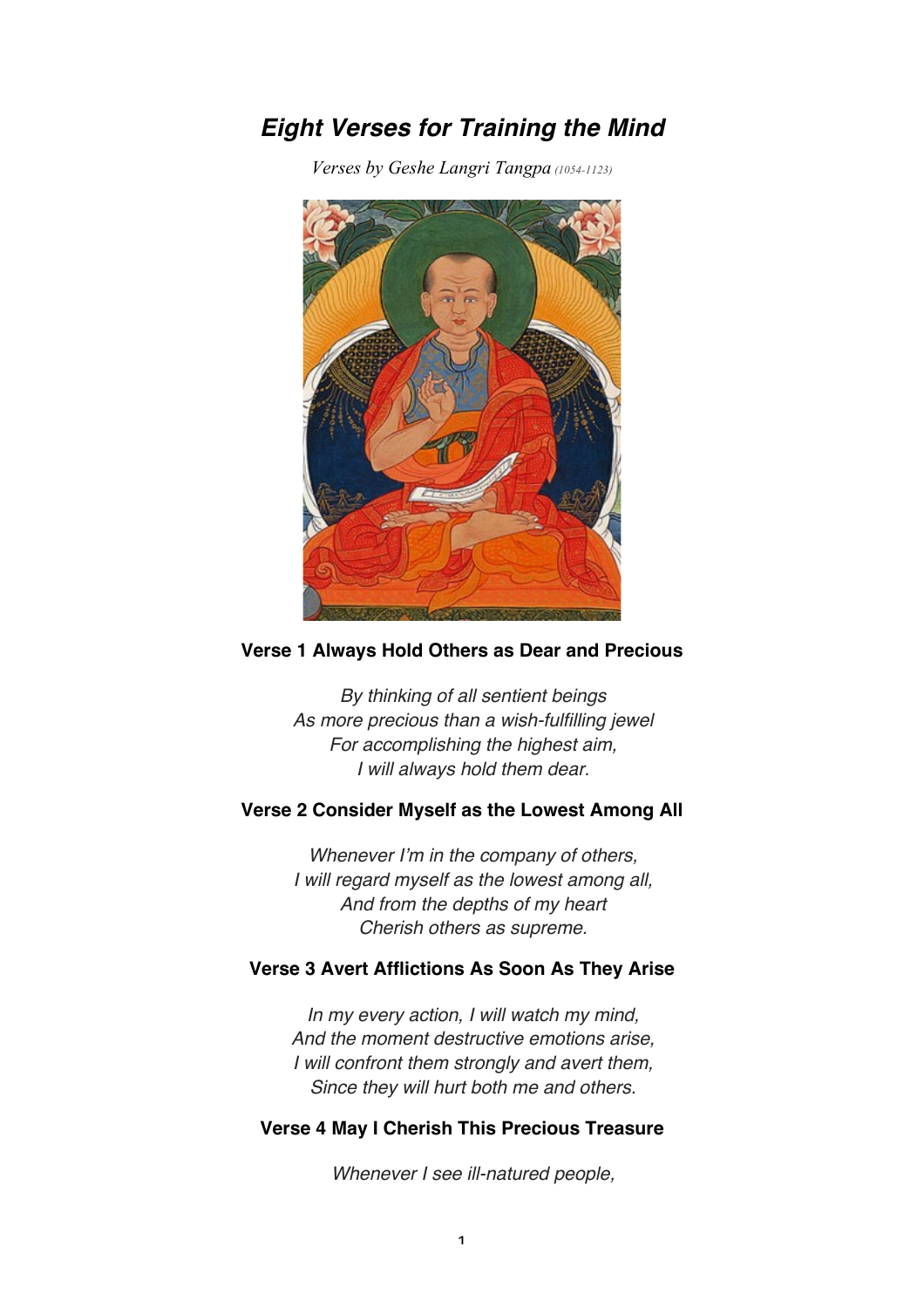# *Eight Verses for Training the Mind*

*Verses by Geshe Langri Tangpa (1054-1123)*

### Verse 1 Always Hold Others as Dear and Precious

*By thinking of all sentient beings*
*As more precious than a wish-fulfilling jewel*
*For accomplishing the highest aim,*
*I will always hold them dear.*

### Verse 2 Consider Myself as the Lowest Among All

*Whenever I'm in the company of others,*
*I will regard myself as the lowest among all,*
*And from the depths of my heart*
*Cherish others as supreme.*

### Verse 3 Avert Afflictions As Soon As They Arise

*In my every action, I will watch my mind,*
*And the moment destructive emotions arise,*
*I will confront them strongly and avert them,*
*Since they will hurt both me and others.*

### Verse 4 May I Cherish This Precious Treasure

*Whenever I see ill-natured people,*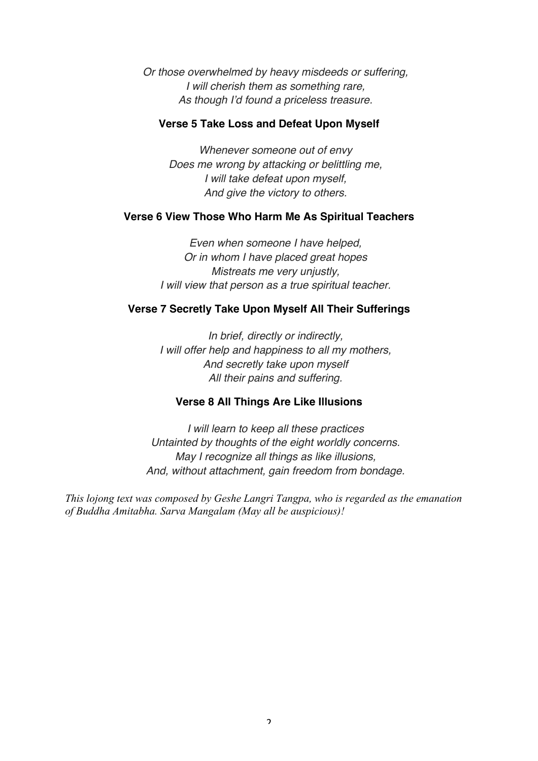*Or those overwhelmed by heavy misdeeds or suffering,*
*I will cherish them as something rare,*
*As though I'd found a priceless treasure.*

### Verse 5 Take Loss and Defeat Upon Myself

*Whenever someone out of envy*
*Does me wrong by attacking or belittling me,*
*I will take defeat upon myself,*
*And give the victory to others.*

### Verse 6 View Those Who Harm Me As Spiritual Teachers

*Even when someone I have helped,*
*Or in whom I have placed great hopes*
*Mistreats me very unjustly,*
*I will view that person as a true spiritual teacher.*

### Verse 7 Secretly Take Upon Myself All Their Sufferings

*In brief, directly or indirectly,*
*I will offer help and happiness to all my mothers,*
*And secretly take upon myself*
*All their pains and suffering.*

### Verse 8 All Things Are Like Illusions

*I will learn to keep all these practices*
*Untainted by thoughts of the eight worldly concerns.*
*May I recognize all things as like illusions,*
*And, without attachment, gain freedom from bondage.*

*This lojong text was composed by Geshe Langri Tangpa, who is regarded as the emanation of Buddha Amitabha. Sarva Mangalam (May all be auspicious)!*